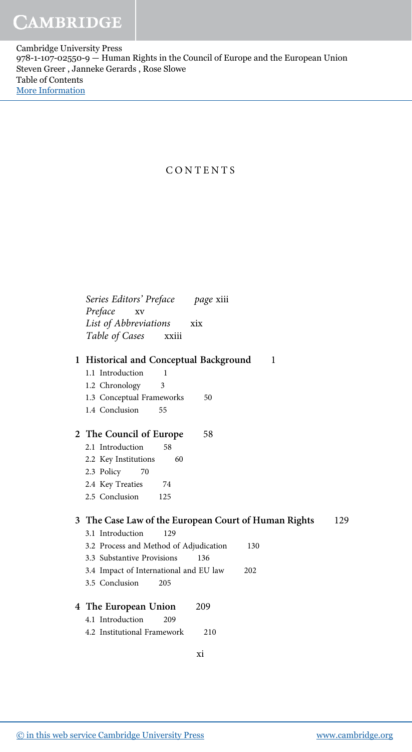# CONTENTS

*Series Editors' Preface* *page* xiii
*Preface* xv
*List of Abbreviations* xix
*Table of Cases* xxiii

## 1 Historical and Conceptual Background 1

- 1.1 Introduction 1
- 1.2 Chronology 3
- 1.3 Conceptual Frameworks 50
- 1.4 Conclusion 55

## 2 The Council of Europe 58

- 2.1 Introduction 58
- 2.2 Key Institutions 60
- 2.3 Policy 70
- 2.4 Key Treaties 74
- 2.5 Conclusion 125

## 3 The Case Law of the European Court of Human Rights 129

- 3.1 Introduction 129
- 3.2 Process and Method of Adjudication 130
- 3.3 Substantive Provisions 136
- 3.4 Impact of International and EU law 202
- 3.5 Conclusion 205

## 4 The European Union 209

- 4.1 Introduction 209
- 4.2 Institutional Framework 210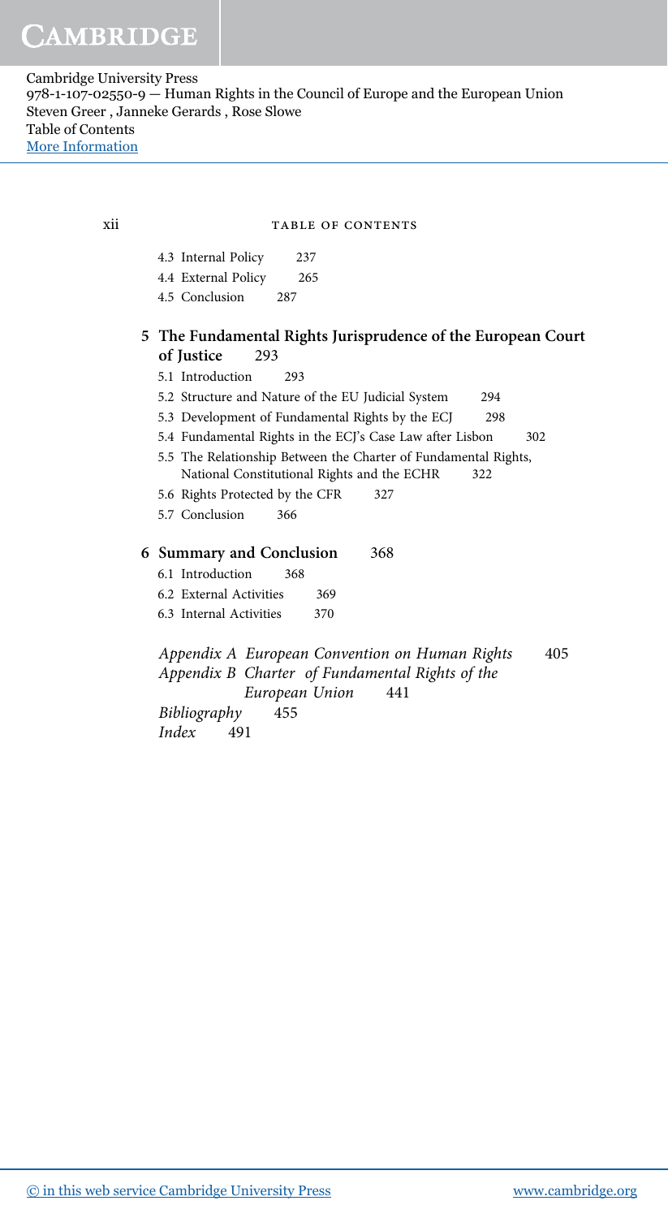4.3 Internal Policy 237
4.4 External Policy 265
4.5 Conclusion 287

**5 The Fundamental Rights Jurisprudence of the European Court of Justice** 293

5.1 Introduction 293
5.2 Structure and Nature of the EU Judicial System 294
5.3 Development of Fundamental Rights by the ECJ 298
5.4 Fundamental Rights in the ECJ's Case Law after Lisbon 302
5.5 The Relationship Between the Charter of Fundamental Rights, National Constitutional Rights and the ECHR 322
5.6 Rights Protected by the CFR 327
5.7 Conclusion 366

**6 Summary and Conclusion** 368

6.1 Introduction 368
6.2 External Activities 369
6.3 Internal Activities 370

*Appendix A European Convention on Human Rights* 405
*Appendix B Charter of Fundamental Rights of the European Union* 441
*Bibliography* 455
*Index* 491